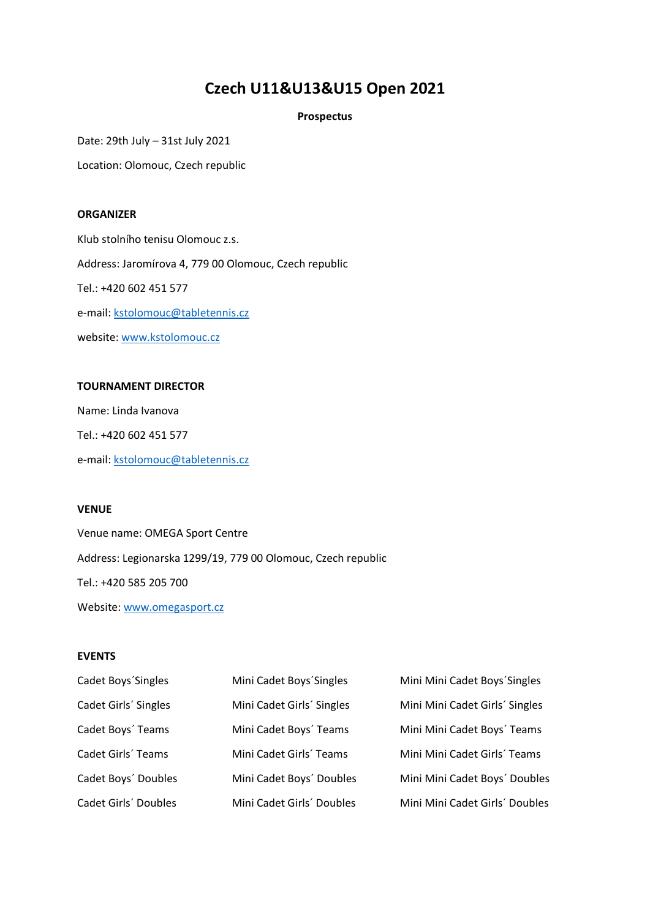# Czech U11&U13&U15 Open 2021

**Prospectus**

Date: 29th July – 31st July 2021

Location: Olomouc, Czech republic

**ORGANIZER**

Klub stolního tenisu Olomouc z.s.

Address: Jaromírova 4, 779 00 Olomouc, Czech republic

Tel.: +420 602 451 577

e-mail: kstolomouc@tabletennis.cz

website: www.kstolomouc.cz

**TOURNAMENT DIRECTOR**

Name: Linda Ivanova

Tel.: +420 602 451 577

e-mail: kstolomouc@tabletennis.cz

**VENUE**

Venue name: OMEGA Sport Centre

Address: Legionarska 1299/19, 779 00 Olomouc, Czech republic

Tel.: +420 585 205 700

Website: www.omegasport.cz

**EVENTS**

Cadet Boys´Singles

Cadet Girls´ Singles

Cadet Boys´ Teams

Cadet Girls´ Teams

Cadet Boys´ Doubles

Cadet Girls´ Doubles

Mini Cadet Boys´Singles

Mini Cadet Girls´ Singles

Mini Cadet Boys´ Teams

Mini Cadet Girls´ Teams

Mini Cadet Boys´ Doubles

Mini Cadet Girls´ Doubles

Mini Mini Cadet Boys´Singles

Mini Mini Cadet Girls´ Singles

Mini Mini Cadet Boys´ Teams

Mini Mini Cadet Girls´ Teams

Mini Mini Cadet Boys´ Doubles

Mini Mini Cadet Girls´ Doubles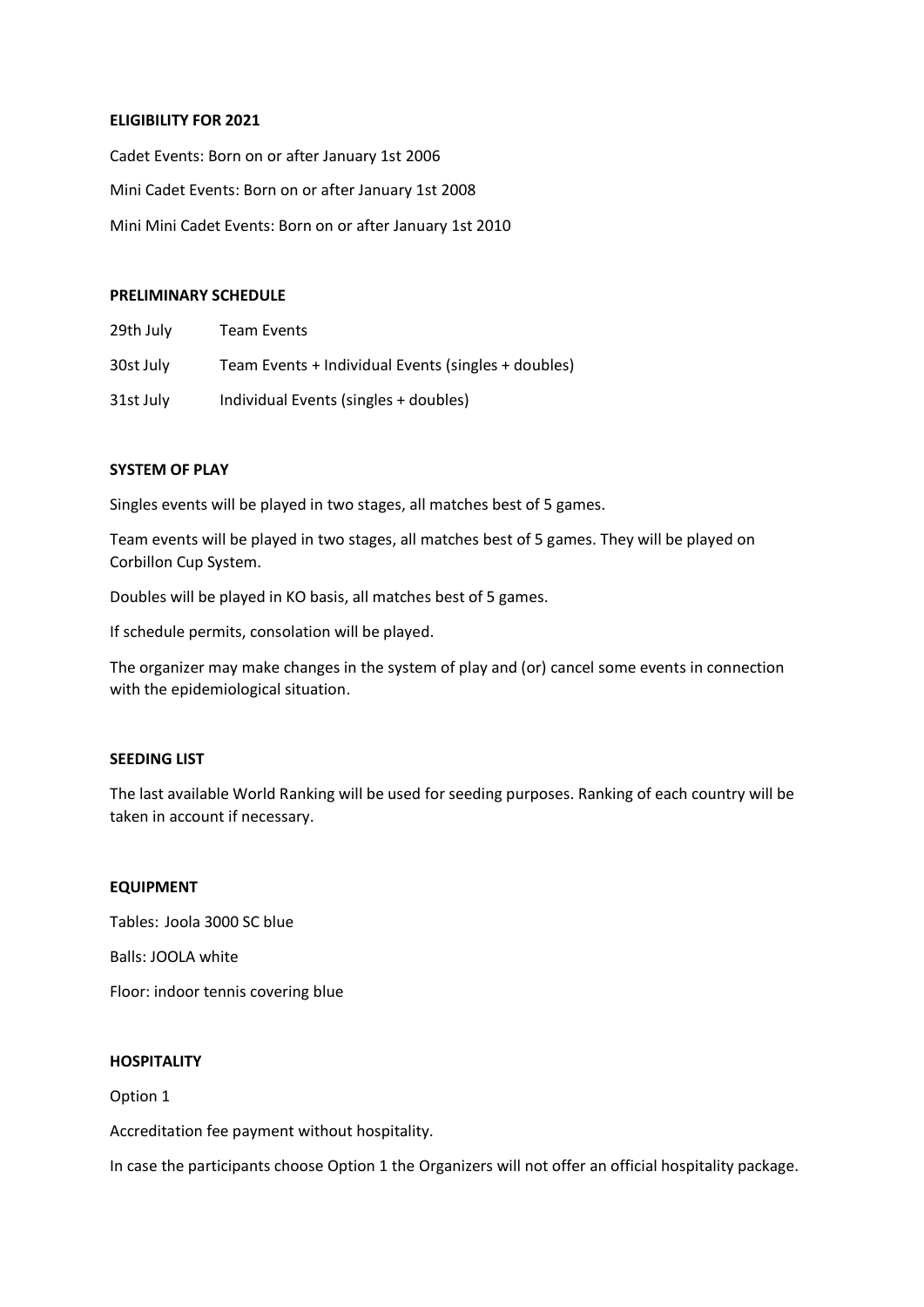**ELIGIBILITY FOR 2021**

Cadet Events: Born on or after January 1st 2006

Mini Cadet Events: Born on or after January 1st 2008

Mini Mini Cadet Events: Born on or after January 1st 2010

**PRELIMINARY SCHEDULE**

| | |
|---|---|
| 29th July | Team Events |
| 30st July | Team Events + Individual Events (singles + doubles) |
| 31st July | Individual Events (singles + doubles) |

**SYSTEM OF PLAY**

Singles events will be played in two stages, all matches best of 5 games.

Team events will be played in two stages, all matches best of 5 games. They will be played on Corbillon Cup System.

Doubles will be played in KO basis, all matches best of 5 games.

If schedule permits, consolation will be played.

The organizer may make changes in the system of play and (or) cancel some events in connection with the epidemiological situation.

**SEEDING LIST**

The last available World Ranking will be used for seeding purposes. Ranking of each country will be taken in account if necessary.

**EQUIPMENT**

Tables: Joola 3000 SC blue

Balls: JOOLA white

Floor: indoor tennis covering blue

**HOSPITALITY**

Option 1

Accreditation fee payment without hospitality.

In case the participants choose Option 1 the Organizers will not offer an official hospitality package.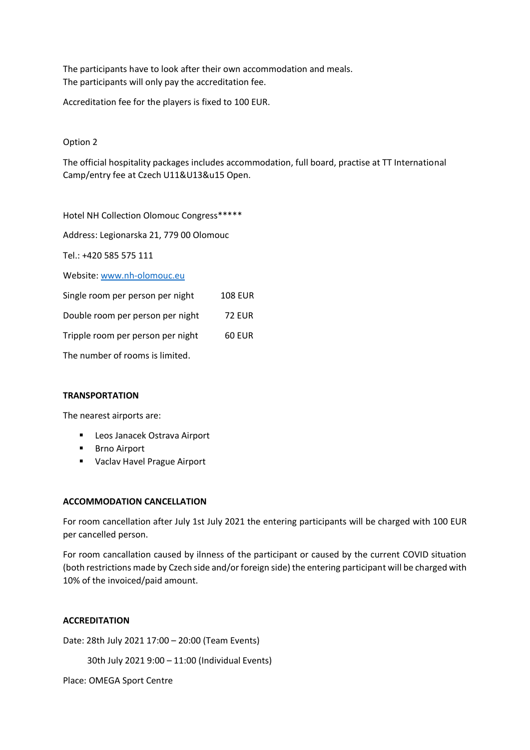The participants have to look after their own accommodation and meals.
The participants will only pay the accreditation fee.

Accreditation fee for the players is fixed to 100 EUR.

Option 2

The official hospitality packages includes accommodation, full board, practise at TT International Camp/entry fee at Czech U11&U13&u15 Open.

Hotel NH Collection Olomouc Congress*****

Address: Legionarska 21, 779 00 Olomouc

Tel.: +420 585 575 111

Website: [www.nh-olomouc.eu](http://www.nh-olomouc.eu)

| | |
|---|---|
| Single room per person per night | 108 EUR |
| Double room per person per night | 72 EUR |
| Tripple room per person per night | 60 EUR |

The number of rooms is limited.

**TRANSPORTATION**

The nearest airports are:

- Leos Janacek Ostrava Airport
- Brno Airport
- Vaclav Havel Prague Airport

**ACCOMMODATION CANCELLATION**

For room cancellation after July 1st July 2021 the entering participants will be charged with 100 EUR per cancelled person.

For room cancallation caused by ilness of the participant or caused by the current COVID situation (both restrictions made by Czech side and/or foreign side) the entering participant will be charged with 10% of the invoiced/paid amount.

**ACCREDITATION**

Date: 28th July 2021 17:00 – 20:00 (Team Events)

30th July 2021 9:00 – 11:00 (Individual Events)

Place: OMEGA Sport Centre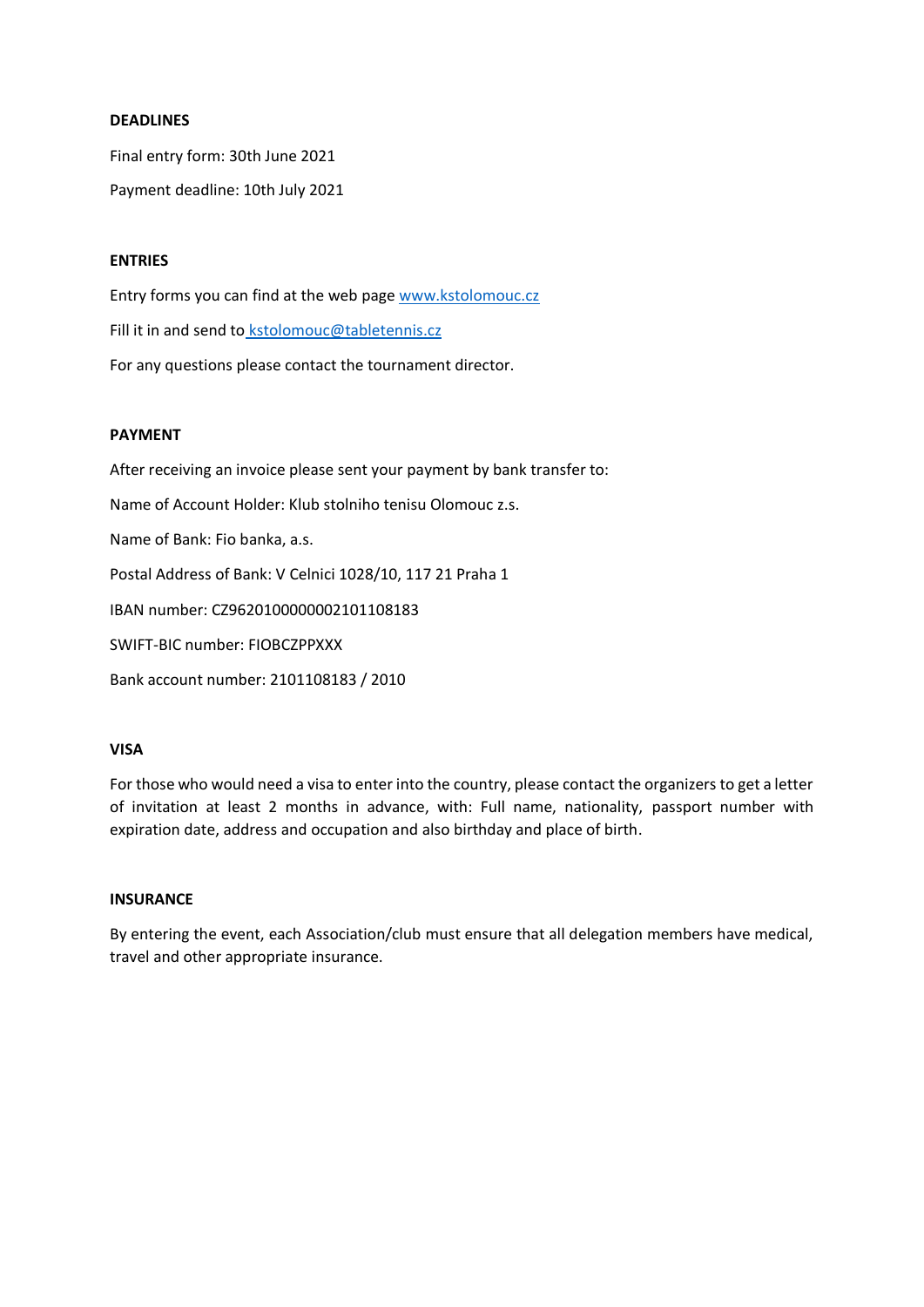**DEADLINES**

Final entry form: 30th June 2021

Payment deadline: 10th July 2021

**ENTRIES**

Entry forms you can find at the web page www.kstolomouc.cz

Fill it in and send to kstolomouc@tabletennis.cz

For any questions please contact the tournament director.

**PAYMENT**

After receiving an invoice please sent your payment by bank transfer to:

Name of Account Holder: Klub stolniho tenisu Olomouc z.s.

Name of Bank: Fio banka, a.s.

Postal Address of Bank: V Celnici 1028/10, 117 21 Praha 1

IBAN number: CZ9620100000002101108183

SWIFT-BIC number: FIOBCZPPXXX

Bank account number: 2101108183 / 2010

**VISA**

For those who would need a visa to enter into the country, please contact the organizers to get a letter of invitation at least 2 months in advance, with: Full name, nationality, passport number with expiration date, address and occupation and also birthday and place of birth.

**INSURANCE**

By entering the event, each Association/club must ensure that all delegation members have medical, travel and other appropriate insurance.